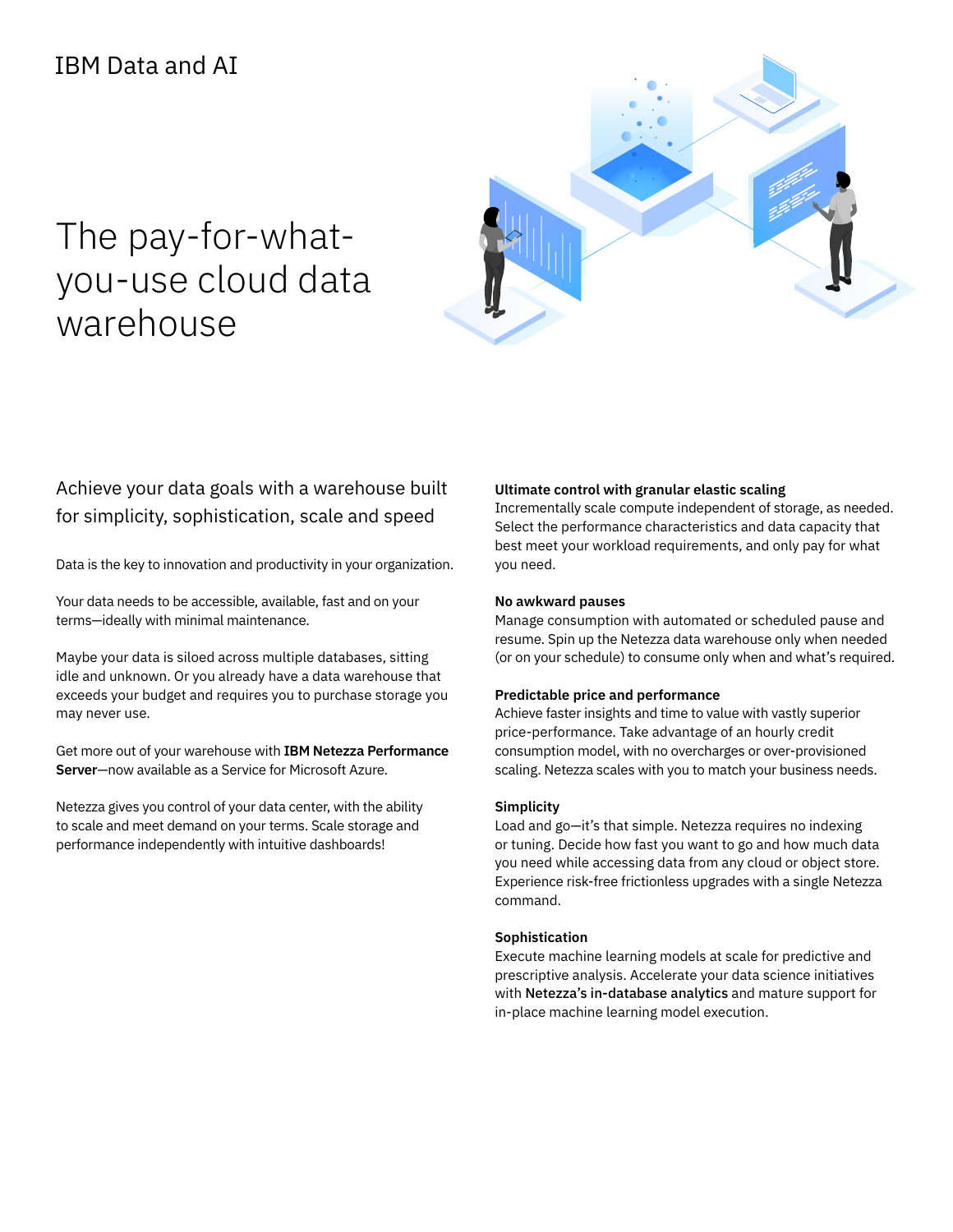IBM Data and AI

# The pay-for-what-you-use cloud data warehouse

## Achieve your data goals with a warehouse built for simplicity, sophistication, scale and speed

Data is the key to innovation and productivity in your organization.

Your data needs to be accessible, available, fast and on your terms—ideally with minimal maintenance.

Maybe your data is siloed across multiple databases, sitting idle and unknown. Or you already have a data warehouse that exceeds your budget and requires you to purchase storage you may never use.

Get more out of your warehouse with **IBM Netezza Performance Server**—now available as a Service for Microsoft Azure.

Netezza gives you control of your data center, with the ability to scale and meet demand on your terms. Scale storage and performance independently with intuitive dashboards!

**Ultimate control with granular elastic scaling**
Incrementally scale compute independent of storage, as needed. Select the performance characteristics and data capacity that best meet your workload requirements, and only pay for what you need.

**No awkward pauses**
Manage consumption with automated or scheduled pause and resume. Spin up the Netezza data warehouse only when needed (or on your schedule) to consume only when and what's required.

**Predictable price and performance**
Achieve faster insights and time to value with vastly superior price-performance. Take advantage of an hourly credit consumption model, with no overcharges or over-provisioned scaling. Netezza scales with you to match your business needs.

**Simplicity**
Load and go—it's that simple. Netezza requires no indexing or tuning. Decide how fast you want to go and how much data you need while accessing data from any cloud or object store. Experience risk-free frictionless upgrades with a single Netezza command.

**Sophistication**
Execute machine learning models at scale for predictive and prescriptive analysis. Accelerate your data science initiatives with **Netezza's in-database analytics** and mature support for in-place machine learning model execution.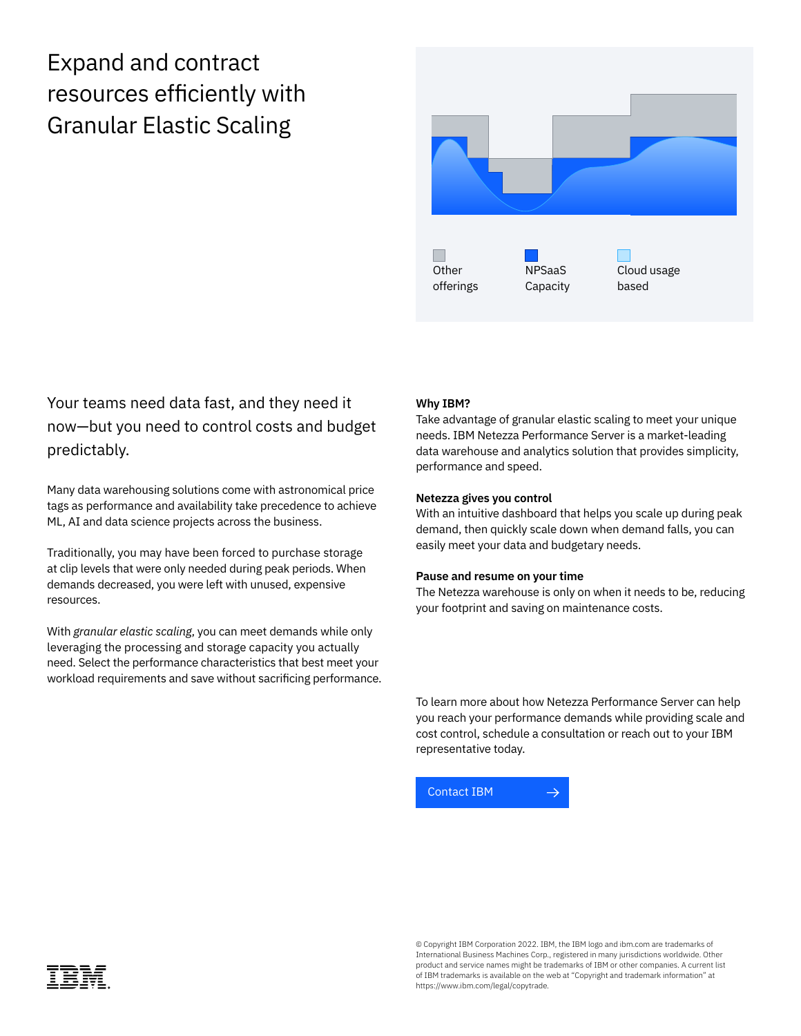# Expand and contract resources efficiently with Granular Elastic Scaling

Other offerings

NPSaaS Capacity

Cloud usage based

## Your teams need data fast, and they need it now—but you need to control costs and budget predictably.

Many data warehousing solutions come with astronomical price tags as performance and availability take precedence to achieve ML, AI and data science projects across the business.

Traditionally, you may have been forced to purchase storage at clip levels that were only needed during peak periods. When demands decreased, you were left with unused, expensive resources.

With *granular elastic scaling*, you can meet demands while only leveraging the processing and storage capacity you actually need. Select the performance characteristics that best meet your workload requirements and save without sacrificing performance.

**Why IBM?**

Take advantage of granular elastic scaling to meet your unique needs. IBM Netezza Performance Server is a market-leading data warehouse and analytics solution that provides simplicity, performance and speed.

**Netezza gives you control**

With an intuitive dashboard that helps you scale up during peak demand, then quickly scale down when demand falls, you can easily meet your data and budgetary needs.

**Pause and resume on your time**

The Netezza warehouse is only on when it needs to be, reducing your footprint and saving on maintenance costs.

To learn more about how Netezza Performance Server can help you reach your performance demands while providing scale and cost control, schedule a consultation or reach out to your IBM representative today.

Contact IBM →

© Copyright IBM Corporation 2022. IBM, the IBM logo and ibm.com are trademarks of International Business Machines Corp., registered in many jurisdictions worldwide. Other product and service names might be trademarks of IBM or other companies. A current list of IBM trademarks is available on the web at "Copyright and trademark information" at https://www.ibm.com/legal/copytrade.